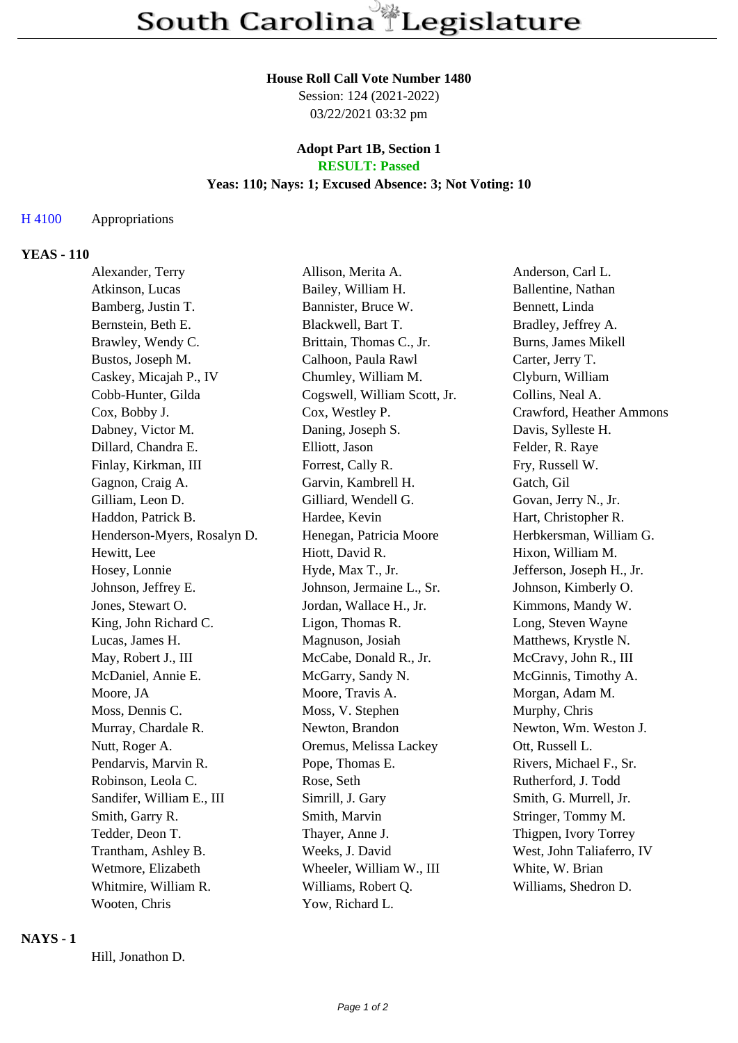# South Carolina Legislature

**House Roll Call Vote Number 1480**
Session: 124 (2021-2022)
03/22/2021 03:32 pm

**Adopt Part 1B, Section 1**
**RESULT: Passed**
**Yeas: 110; Nays: 1; Excused Absence: 3; Not Voting: 10**

H 4100 Appropriations

### YEAS - 110

| | | |
|---|---|---|
| Alexander, Terry | Allison, Merita A. | Anderson, Carl L. |
| Atkinson, Lucas | Bailey, William H. | Ballentine, Nathan |
| Bamberg, Justin T. | Bannister, Bruce W. | Bennett, Linda |
| Bernstein, Beth E. | Blackwell, Bart T. | Bradley, Jeffrey A. |
| Brawley, Wendy C. | Brittain, Thomas C., Jr. | Burns, James Mikell |
| Bustos, Joseph M. | Calhoon, Paula Rawl | Carter, Jerry T. |
| Caskey, Micajah P., IV | Chumley, William M. | Clyburn, William |
| Cobb-Hunter, Gilda | Cogswell, William Scott, Jr. | Collins, Neal A. |
| Cox, Bobby J. | Cox, Westley P. | Crawford, Heather Ammons |
| Dabney, Victor M. | Daning, Joseph S. | Davis, Sylleste H. |
| Dillard, Chandra E. | Elliott, Jason | Felder, R. Raye |
| Finlay, Kirkman, III | Forrest, Cally R. | Fry, Russell W. |
| Gagnon, Craig A. | Garvin, Kambrell H. | Gatch, Gil |
| Gilliam, Leon D. | Gilliard, Wendell G. | Govan, Jerry N., Jr. |
| Haddon, Patrick B. | Hardee, Kevin | Hart, Christopher R. |
| Henderson-Myers, Rosalyn D. | Henegan, Patricia Moore | Herbkersman, William G. |
| Hewitt, Lee | Hiott, David R. | Hixon, William M. |
| Hosey, Lonnie | Hyde, Max T., Jr. | Jefferson, Joseph H., Jr. |
| Johnson, Jeffrey E. | Johnson, Jermaine L., Sr. | Johnson, Kimberly O. |
| Jones, Stewart O. | Jordan, Wallace H., Jr. | Kimmons, Mandy W. |
| King, John Richard C. | Ligon, Thomas R. | Long, Steven Wayne |
| Lucas, James H. | Magnuson, Josiah | Matthews, Krystle N. |
| May, Robert J., III | McCabe, Donald R., Jr. | McCravy, John R., III |
| McDaniel, Annie E. | McGarry, Sandy N. | McGinnis, Timothy A. |
| Moore, JA | Moore, Travis A. | Morgan, Adam M. |
| Moss, Dennis C. | Moss, V. Stephen | Murphy, Chris |
| Murray, Chardale R. | Newton, Brandon | Newton, Wm. Weston J. |
| Nutt, Roger A. | Oremus, Melissa Lackey | Ott, Russell L. |
| Pendarvis, Marvin R. | Pope, Thomas E. | Rivers, Michael F., Sr. |
| Robinson, Leola C. | Rose, Seth | Rutherford, J. Todd |
| Sandifer, William E., III | Simrill, J. Gary | Smith, G. Murrell, Jr. |
| Smith, Garry R. | Smith, Marvin | Stringer, Tommy M. |
| Tedder, Deon T. | Thayer, Anne J. | Thigpen, Ivory Torrey |
| Trantham, Ashley B. | Weeks, J. David | West, John Taliaferro, IV |
| Wetmore, Elizabeth | Wheeler, William W., III | White, W. Brian |
| Whitmire, William R. | Williams, Robert Q. | Williams, Shedron D. |
| Wooten, Chris | Yow, Richard L. | |

### NAYS - 1

Hill, Jonathon D.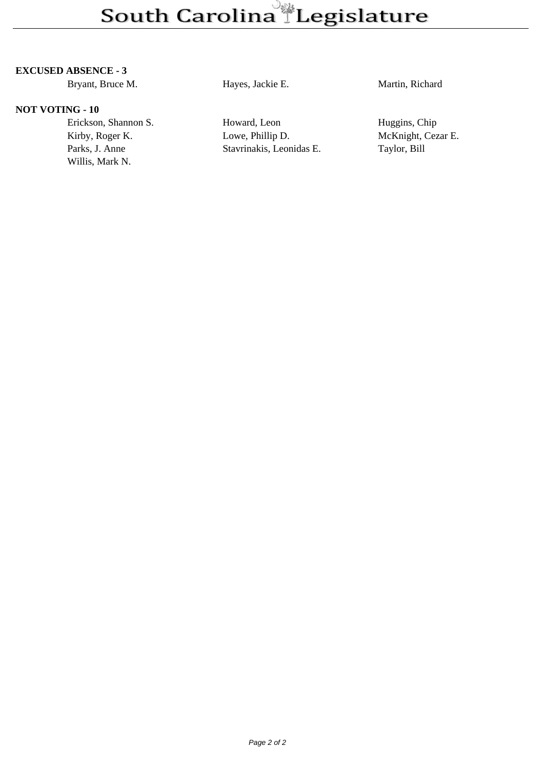**EXCUSED ABSENCE - 3**

| | | |
|---|---|---|
| Bryant, Bruce M. | Hayes, Jackie E. | Martin, Richard |

**NOT VOTING - 10**

| | | |
|---|---|---|
| Erickson, Shannon S. | Howard, Leon | Huggins, Chip |
| Kirby, Roger K. | Lowe, Phillip D. | McKnight, Cezar E. |
| Parks, J. Anne | Stavrinakis, Leonidas E. | Taylor, Bill |
| Willis, Mark N. | | |